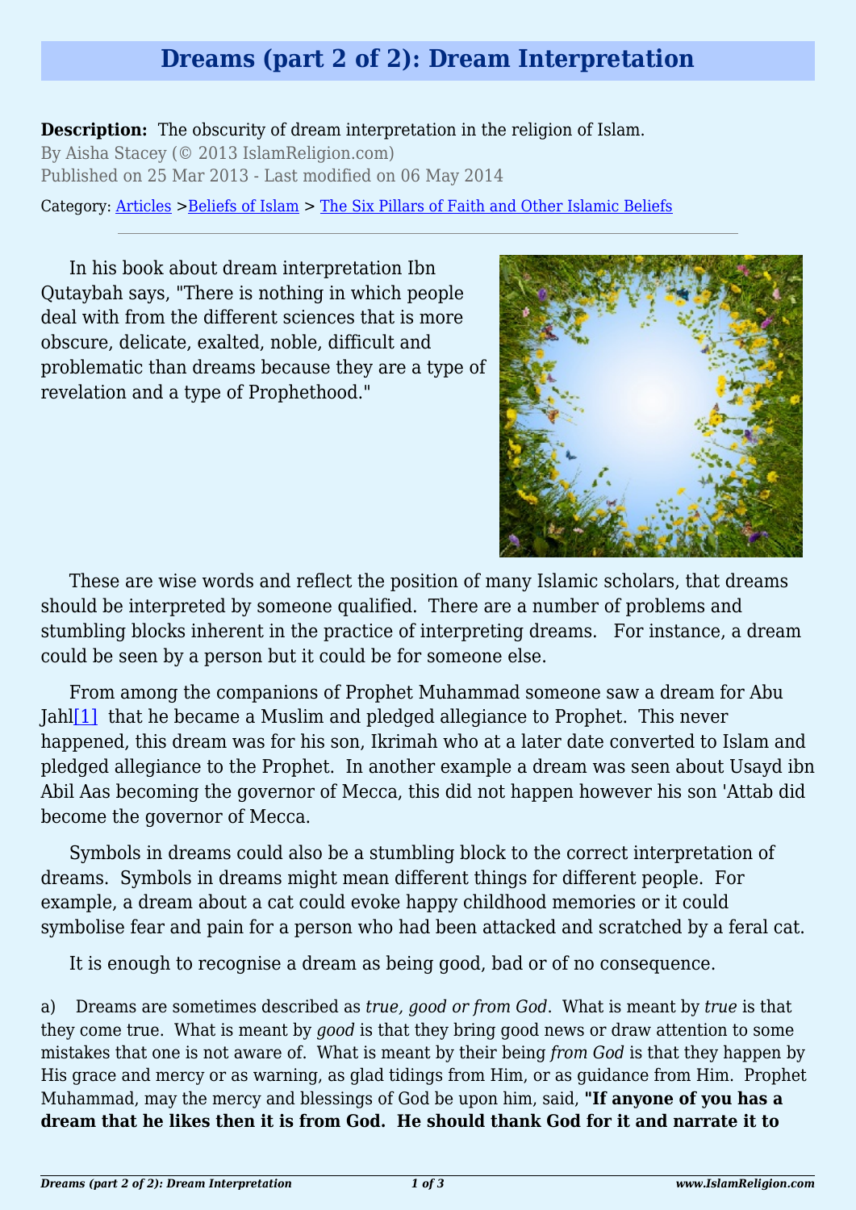# Dreams (part 2 of 2): Dream Interpretation

**Description:** The obscurity of dream interpretation in the religion of Islam.

By Aisha Stacey (© 2013 IslamReligion.com)

Published on 25 Mar 2013 - Last modified on 06 May 2014

Category: Articles >Beliefs of Islam > The Six Pillars of Faith and Other Islamic Beliefs

---

In his book about dream interpretation Ibn Qutaybah says, "There is nothing in which people deal with from the different sciences that is more obscure, delicate, exalted, noble, difficult and problematic than dreams because they are a type of revelation and a type of Prophethood."

These are wise words and reflect the position of many Islamic scholars, that dreams should be interpreted by someone qualified. There are a number of problems and stumbling blocks inherent in the practice of interpreting dreams. For instance, a dream could be seen by a person but it could be for someone else.

From among the companions of Prophet Muhammad someone saw a dream for Abu Jahl[1] that he became a Muslim and pledged allegiance to Prophet. This never happened, this dream was for his son, Ikrimah who at a later date converted to Islam and pledged allegiance to the Prophet. In another example a dream was seen about Usayd ibn Abil Aas becoming the governor of Mecca, this did not happen however his son 'Attab did become the governor of Mecca.

Symbols in dreams could also be a stumbling block to the correct interpretation of dreams. Symbols in dreams might mean different things for different people. For example, a dream about a cat could evoke happy childhood memories or it could symbolise fear and pain for a person who had been attacked and scratched by a feral cat.

It is enough to recognise a dream as being good, bad or of no consequence.

a) Dreams are sometimes described as *true, good or from God*. What is meant by *true* is that they come true. What is meant by *good* is that they bring good news or draw attention to some mistakes that one is not aware of. What is meant by their being *from God* is that they happen by His grace and mercy or as warning, as glad tidings from Him, or as guidance from Him. Prophet Muhammad, may the mercy and blessings of God be upon him, said, **"If anyone of you has a dream that he likes then it is from God. He should thank God for it and narrate it to**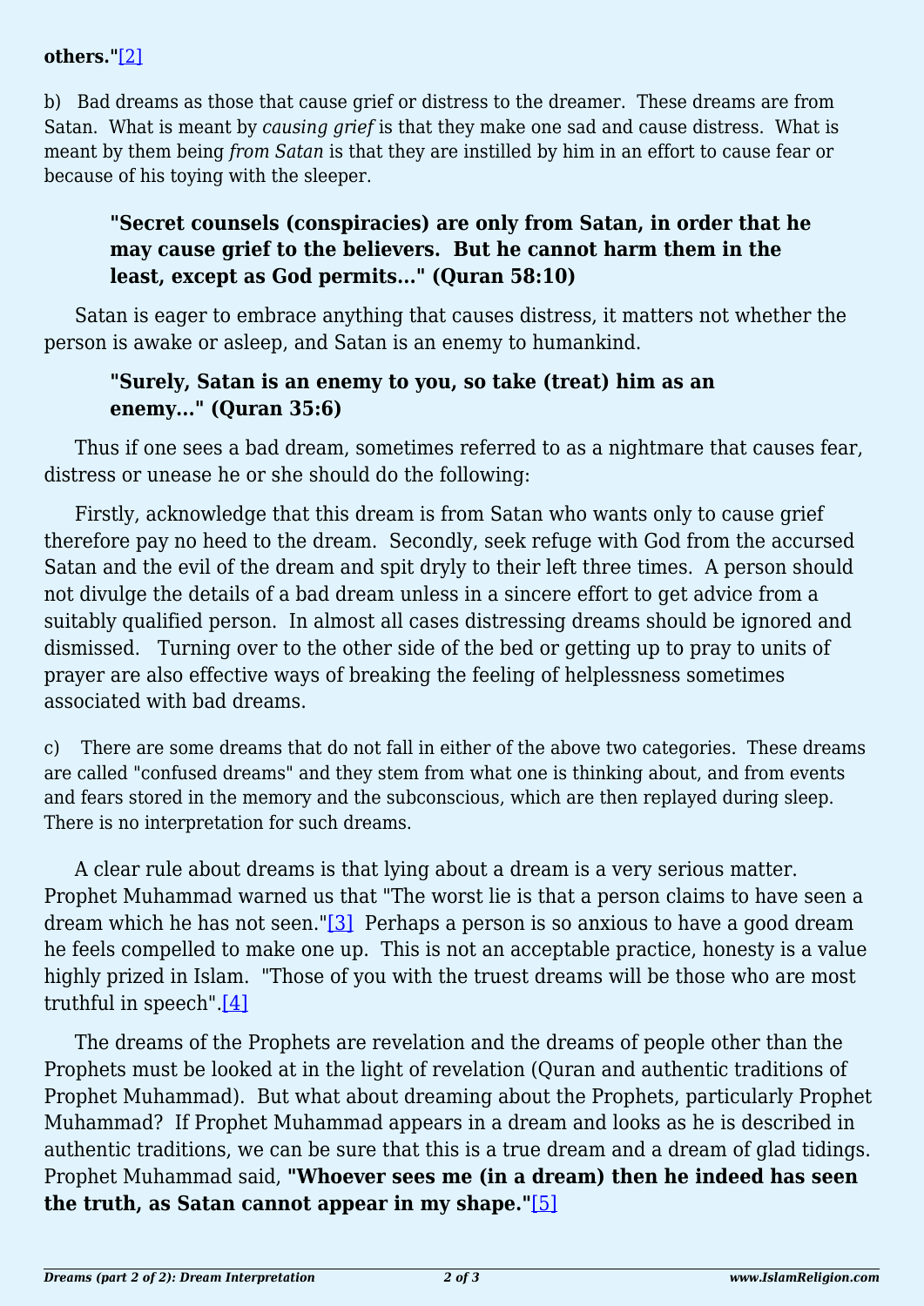**others."**[2]

b) Bad dreams as those that cause grief or distress to the dreamer. These dreams are from Satan. What is meant by *causing grief* is that they make one sad and cause distress. What is meant by them being *from Satan* is that they are instilled by him in an effort to cause fear or because of his toying with the sleeper.

> **"Secret counsels (conspiracies) are only from Satan, in order that he may cause grief to the believers. But he cannot harm them in the least, except as God permits…" (Quran 58:10)**

Satan is eager to embrace anything that causes distress, it matters not whether the person is awake or asleep, and Satan is an enemy to humankind.

> **"Surely, Satan is an enemy to you, so take (treat) him as an enemy…" (Quran 35:6)**

Thus if one sees a bad dream, sometimes referred to as a nightmare that causes fear, distress or unease he or she should do the following:

Firstly, acknowledge that this dream is from Satan who wants only to cause grief therefore pay no heed to the dream. Secondly, seek refuge with God from the accursed Satan and the evil of the dream and spit dryly to their left three times. A person should not divulge the details of a bad dream unless in a sincere effort to get advice from a suitably qualified person. In almost all cases distressing dreams should be ignored and dismissed. Turning over to the other side of the bed or getting up to pray to units of prayer are also effective ways of breaking the feeling of helplessness sometimes associated with bad dreams.

c) There are some dreams that do not fall in either of the above two categories. These dreams are called "confused dreams" and they stem from what one is thinking about, and from events and fears stored in the memory and the subconscious, which are then replayed during sleep. There is no interpretation for such dreams.

A clear rule about dreams is that lying about a dream is a very serious matter. Prophet Muhammad warned us that "The worst lie is that a person claims to have seen a dream which he has not seen."[3] Perhaps a person is so anxious to have a good dream he feels compelled to make one up. This is not an acceptable practice, honesty is a value highly prized in Islam. "Those of you with the truest dreams will be those who are most truthful in speech".[4]

The dreams of the Prophets are revelation and the dreams of people other than the Prophets must be looked at in the light of revelation (Quran and authentic traditions of Prophet Muhammad). But what about dreaming about the Prophets, particularly Prophet Muhammad? If Prophet Muhammad appears in a dream and looks as he is described in authentic traditions, we can be sure that this is a true dream and a dream of glad tidings. Prophet Muhammad said, **"Whoever sees me (in a dream) then he indeed has seen the truth, as Satan cannot appear in my shape."**[5]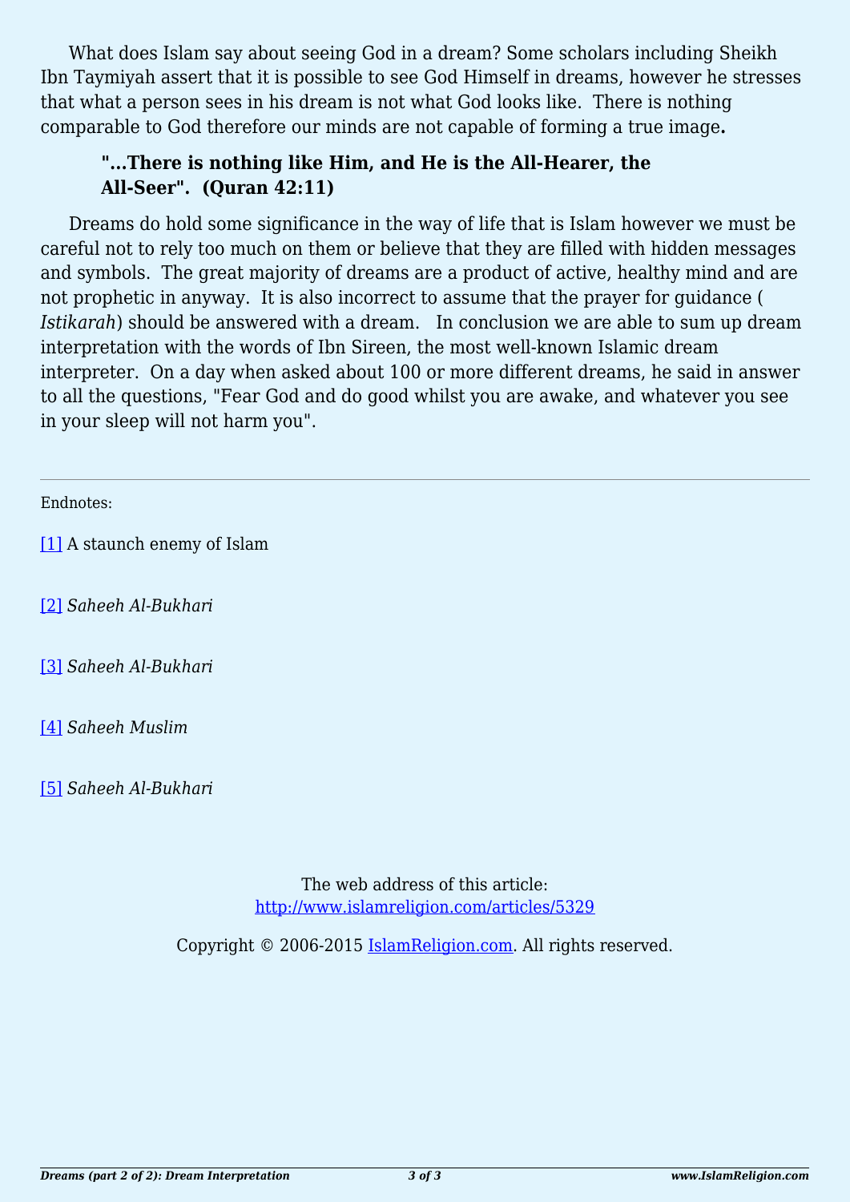What does Islam say about seeing God in a dream? Some scholars including Sheikh Ibn Taymiyah assert that it is possible to see God Himself in dreams, however he stresses that what a person sees in his dream is not what God looks like.  There is nothing comparable to God therefore our minds are not capable of forming a true image**.**

> **"...There is nothing like Him, and He is the All-Hearer, the All-Seer".  (Quran 42:11)**

Dreams do hold some significance in the way of life that is Islam however we must be careful not to rely too much on them or believe that they are filled with hidden messages and symbols.  The great majority of dreams are a product of active, healthy mind and are not prophetic in anyway.  It is also incorrect to assume that the prayer for guidance (*Istikarah*) should be answered with a dream.   In conclusion we are able to sum up dream interpretation with the words of Ibn Sireen, the most well-known Islamic dream interpreter.  On a day when asked about 100 or more different dreams, he said in answer to all the questions, "Fear God and do good whilst you are awake, and whatever you see in your sleep will not harm you".

---

Endnotes:

[1] A staunch enemy of Islam

[2] *Saheeh Al-Bukhari*

[3] *Saheeh Al-Bukhari*

[4] *Saheeh Muslim*

[5] *Saheeh Al-Bukhari*

The web address of this article:
http://www.islamreligion.com/articles/5329

Copyright © 2006-2015 IslamReligion.com. All rights reserved.